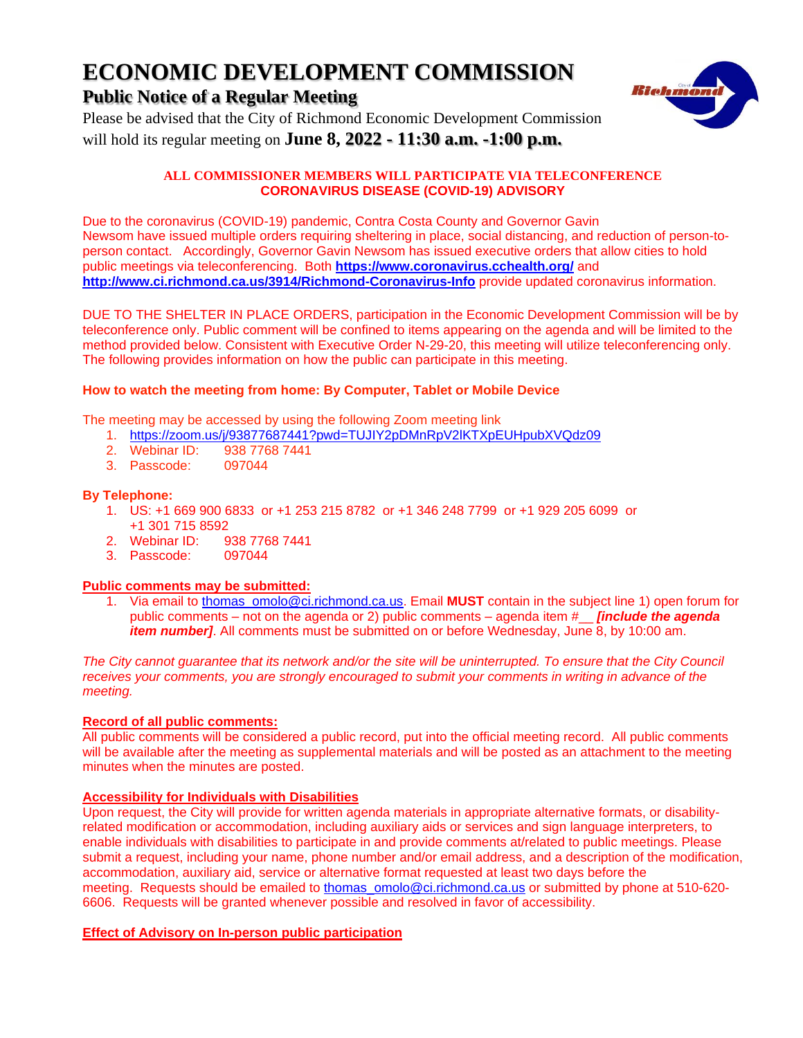# ECONOMIC DEVELOPMENT COMMISSION

## Public Notice of a Regular Meeting

Please be advised that the City of Richmond Economic Development Commission will hold its regular meeting on **June 8, 2022 - 11:30 a.m. -1:00 p.m.**

**ALL COMMISSIONER MEMBERS WILL PARTICIPATE VIA TELECONFERENCE**
**CORONAVIRUS DISEASE (COVID-19) ADVISORY**

Due to the coronavirus (COVID-19) pandemic, Contra Costa County and Governor Gavin Newsom have issued multiple orders requiring sheltering in place, social distancing, and reduction of person-to-person contact. Accordingly, Governor Gavin Newsom has issued executive orders that allow cities to hold public meetings via teleconferencing. Both **https://www.coronavirus.cchealth.org/** and **http://www.ci.richmond.ca.us/3914/Richmond-Coronavirus-Info** provide updated coronavirus information.

DUE TO THE SHELTER IN PLACE ORDERS, participation in the Economic Development Commission will be by teleconference only. Public comment will be confined to items appearing on the agenda and will be limited to the method provided below. Consistent with Executive Order N-29-20, this meeting will utilize teleconferencing only. The following provides information on how the public can participate in this meeting.

**How to watch the meeting from home: By Computer, Tablet or Mobile Device**

The meeting may be accessed by using the following Zoom meeting link

1. https://zoom.us/j/93877687441?pwd=TUJIY2pDMnRpV2lKTXpEUHpubXVQdz09
2. Webinar ID: 938 7768 7441
3. Passcode: 097044

**By Telephone:**

1. US: +1 669 900 6833 or +1 253 215 8782 or +1 346 248 7799 or +1 929 205 6099 or +1 301 715 8592
2. Webinar ID: 938 7768 7441
3. Passcode: 097044

**Public comments may be submitted:**

1. Via email to thomas_omolo@ci.richmond.ca.us. Email **MUST** contain in the subject line 1) open forum for public comments – not on the agenda or 2) public comments – agenda item #__ ***[include the agenda item number]***. All comments must be submitted on or before Wednesday, June 8, by 10:00 am.

*The City cannot guarantee that its network and/or the site will be uninterrupted. To ensure that the City Council receives your comments, you are strongly encouraged to submit your comments in writing in advance of the meeting.*

**Record of all public comments:**

All public comments will be considered a public record, put into the official meeting record. All public comments will be available after the meeting as supplemental materials and will be posted as an attachment to the meeting minutes when the minutes are posted.

**Accessibility for Individuals with Disabilities**

Upon request, the City will provide for written agenda materials in appropriate alternative formats, or disability-related modification or accommodation, including auxiliary aids or services and sign language interpreters, to enable individuals with disabilities to participate in and provide comments at/related to public meetings. Please submit a request, including your name, phone number and/or email address, and a description of the modification, accommodation, auxiliary aid, service or alternative format requested at least two days before the meeting. Requests should be emailed to thomas_omolo@ci.richmond.ca.us or submitted by phone at 510-620-6606. Requests will be granted whenever possible and resolved in favor of accessibility.

**Effect of Advisory on In-person public participation**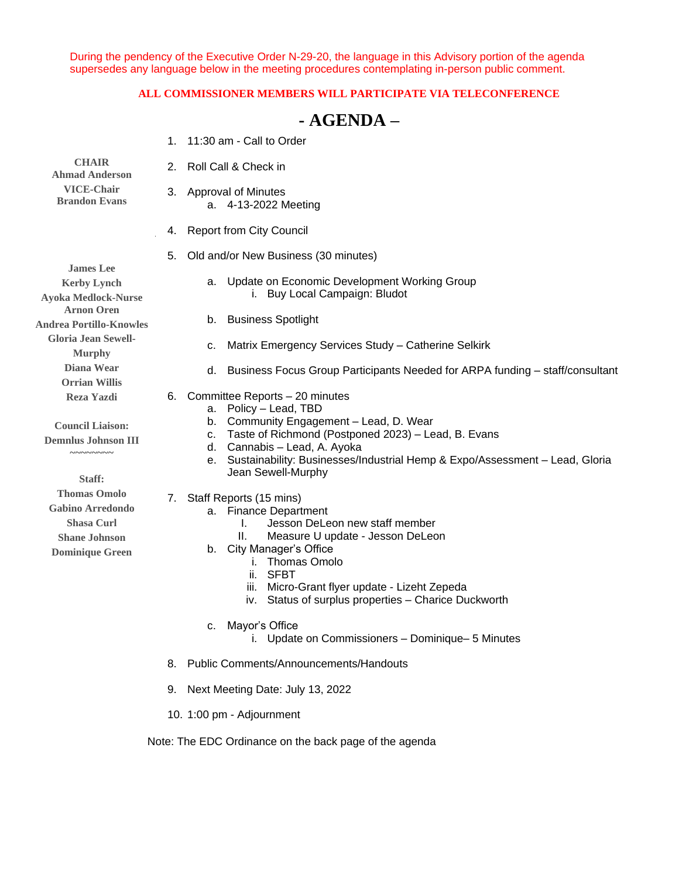During the pendency of the Executive Order N-29-20, the language in this Advisory portion of the agenda supersedes any language below in the meeting procedures contemplating in-person public comment.

**ALL COMMISSIONER MEMBERS WILL PARTICIPATE VIA TELECONFERENCE**

# - AGENDA –

**CHAIR**
**Ahmad Anderson**
**VICE-Chair**
**Brandon Evans**

**James Lee**
**Kerby Lynch**
**Ayoka Medlock-Nurse**
**Arnon Oren**
**Andrea Portillo-Knowles**
**Gloria Jean Sewell-Murphy**
**Diana Wear**
**Orrian Willis**
**Reza Yazdi**

**Council Liaison:**
**Demnlus Johnson III**
~~~~~~~~

**Staff:**
**Thomas Omolo**
**Gabino Arredondo**
**Shasa Curl**
**Shane Johnson**
**Dominique Green**

1. 11:30 am - Call to Order
2. Roll Call & Check in
3. Approval of Minutes
   a. 4-13-2022 Meeting
4. Report from City Council
5. Old and/or New Business (30 minutes)
   a. Update on Economic Development Working Group
      i. Buy Local Campaign: Bludot
   b. Business Spotlight
   c. Matrix Emergency Services Study – Catherine Selkirk
   d. Business Focus Group Participants Needed for ARPA funding – staff/consultant
6. Committee Reports – 20 minutes
   a. Policy – Lead, TBD
   b. Community Engagement – Lead, D. Wear
   c. Taste of Richmond (Postponed 2023) – Lead, B. Evans
   d. Cannabis – Lead, A. Ayoka
   e. Sustainability: Businesses/Industrial Hemp & Expo/Assessment – Lead, Gloria Jean Sewell-Murphy
7. Staff Reports (15 mins)
   a. Finance Department
      I. Jesson DeLeon new staff member
      II. Measure U update - Jesson DeLeon
   b. City Manager's Office
      i. Thomas Omolo
      ii. SFBT
      iii. Micro-Grant flyer update - Lizeht Zepeda
      iv. Status of surplus properties – Charice Duckworth
   c. Mayor's Office
      i. Update on Commissioners – Dominique– 5 Minutes
8. Public Comments/Announcements/Handouts
9. Next Meeting Date: July 13, 2022
10. 1:00 pm - Adjournment

Note: The EDC Ordinance on the back page of the agenda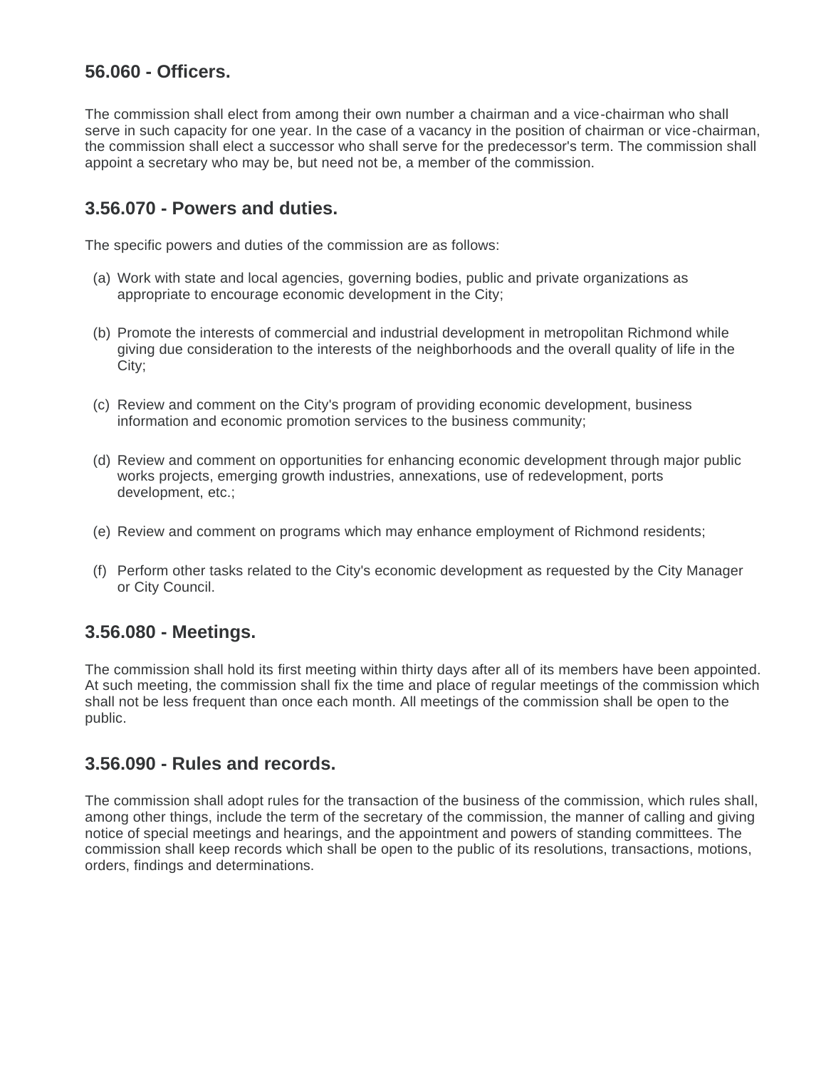## 56.060 - Officers.

The commission shall elect from among their own number a chairman and a vice-chairman who shall serve in such capacity for one year. In the case of a vacancy in the position of chairman or vice-chairman, the commission shall elect a successor who shall serve for the predecessor's term. The commission shall appoint a secretary who may be, but need not be, a member of the commission.

## 3.56.070 - Powers and duties.

The specific powers and duties of the commission are as follows:

(a) Work with state and local agencies, governing bodies, public and private organizations as appropriate to encourage economic development in the City;

(b) Promote the interests of commercial and industrial development in metropolitan Richmond while giving due consideration to the interests of the neighborhoods and the overall quality of life in the City;

(c) Review and comment on the City's program of providing economic development, business information and economic promotion services to the business community;

(d) Review and comment on opportunities for enhancing economic development through major public works projects, emerging growth industries, annexations, use of redevelopment, ports development, etc.;

(e) Review and comment on programs which may enhance employment of Richmond residents;

(f) Perform other tasks related to the City's economic development as requested by the City Manager or City Council.

## 3.56.080 - Meetings.

The commission shall hold its first meeting within thirty days after all of its members have been appointed. At such meeting, the commission shall fix the time and place of regular meetings of the commission which shall not be less frequent than once each month. All meetings of the commission shall be open to the public.

## 3.56.090 - Rules and records.

The commission shall adopt rules for the transaction of the business of the commission, which rules shall, among other things, include the term of the secretary of the commission, the manner of calling and giving notice of special meetings and hearings, and the appointment and powers of standing committees. The commission shall keep records which shall be open to the public of its resolutions, transactions, motions, orders, findings and determinations.